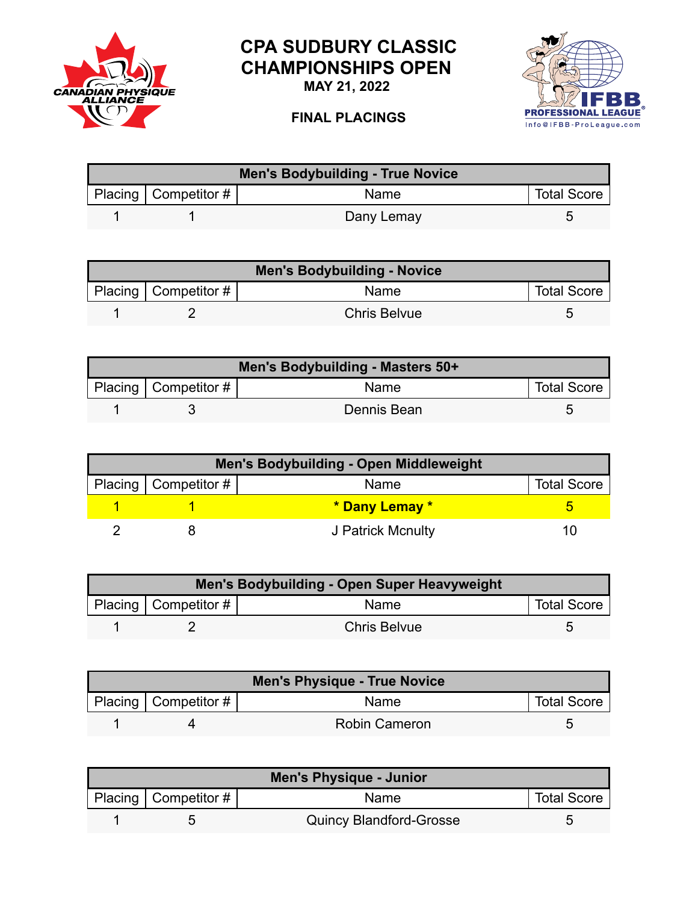# CPA SUDBURY CLASSIC CHAMPIONSHIPS OPEN

**MAY 21, 2022**

**FINAL PLACINGS**

| Men's Bodybuilding - True Novice | | | |
|---|---|---|---|
| Placing | Competitor # | Name | Total Score |
| 1 | 1 | Dany Lemay | 5 |

| Men's Bodybuilding - Novice | | | |
|---|---|---|---|
| Placing | Competitor # | Name | Total Score |
| 1 | 2 | Chris Belvue | 5 |

| Men's Bodybuilding - Masters 50+ | | | |
|---|---|---|---|
| Placing | Competitor # | Name | Total Score |
| 1 | 3 | Dennis Bean | 5 |

| Men's Bodybuilding - Open Middleweight | | | |
|---|---|---|---|
| Placing | Competitor # | Name | Total Score |
| 1 | 1 | **\* Dany Lemay \*** | 5 |
| 2 | 8 | J Patrick Mcnulty | 10 |

| Men's Bodybuilding - Open Super Heavyweight | | | |
|---|---|---|---|
| Placing | Competitor # | Name | Total Score |
| 1 | 2 | Chris Belvue | 5 |

| Men's Physique - True Novice | | | |
|---|---|---|---|
| Placing | Competitor # | Name | Total Score |
| 1 | 4 | Robin Cameron | 5 |

| Men's Physique - Junior | | | |
|---|---|---|---|
| Placing | Competitor # | Name | Total Score |
| 1 | 5 | Quincy Blandford-Grosse | 5 |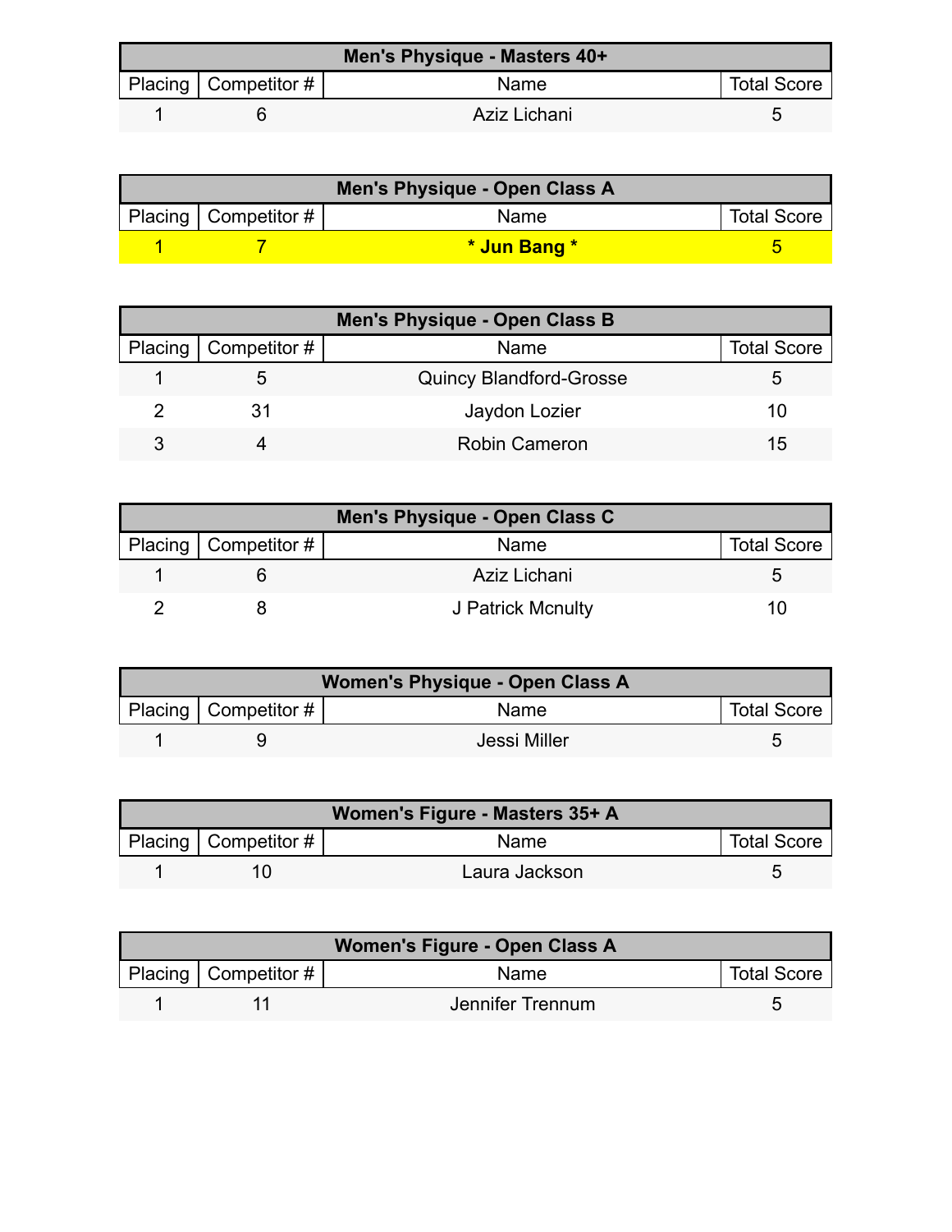| Men's Physique - Masters 40+ | | | |
|---|---|---|---|
| Placing | Competitor # | Name | Total Score |
| 1 | 6 | Aziz Lichani | 5 |

| Men's Physique - Open Class A | | | |
|---|---|---|---|
| Placing | Competitor # | Name | Total Score |
| 1 | 7 | **\* Jun Bang \*** | 5 |

| Men's Physique - Open Class B | | | |
|---|---|---|---|
| Placing | Competitor # | Name | Total Score |
| 1 | 5 | Quincy Blandford-Grosse | 5 |
| 2 | 31 | Jaydon Lozier | 10 |
| 3 | 4 | Robin Cameron | 15 |

| Men's Physique - Open Class C | | | |
|---|---|---|---|
| Placing | Competitor # | Name | Total Score |
| 1 | 6 | Aziz Lichani | 5 |
| 2 | 8 | J Patrick Mcnulty | 10 |

| Women's Physique - Open Class A | | | |
|---|---|---|---|
| Placing | Competitor # | Name | Total Score |
| 1 | 9 | Jessi Miller | 5 |

| Women's Figure - Masters 35+ A | | | |
|---|---|---|---|
| Placing | Competitor # | Name | Total Score |
| 1 | 10 | Laura Jackson | 5 |

| Women's Figure - Open Class A | | | |
|---|---|---|---|
| Placing | Competitor # | Name | Total Score |
| 1 | 11 | Jennifer Trennum | 5 |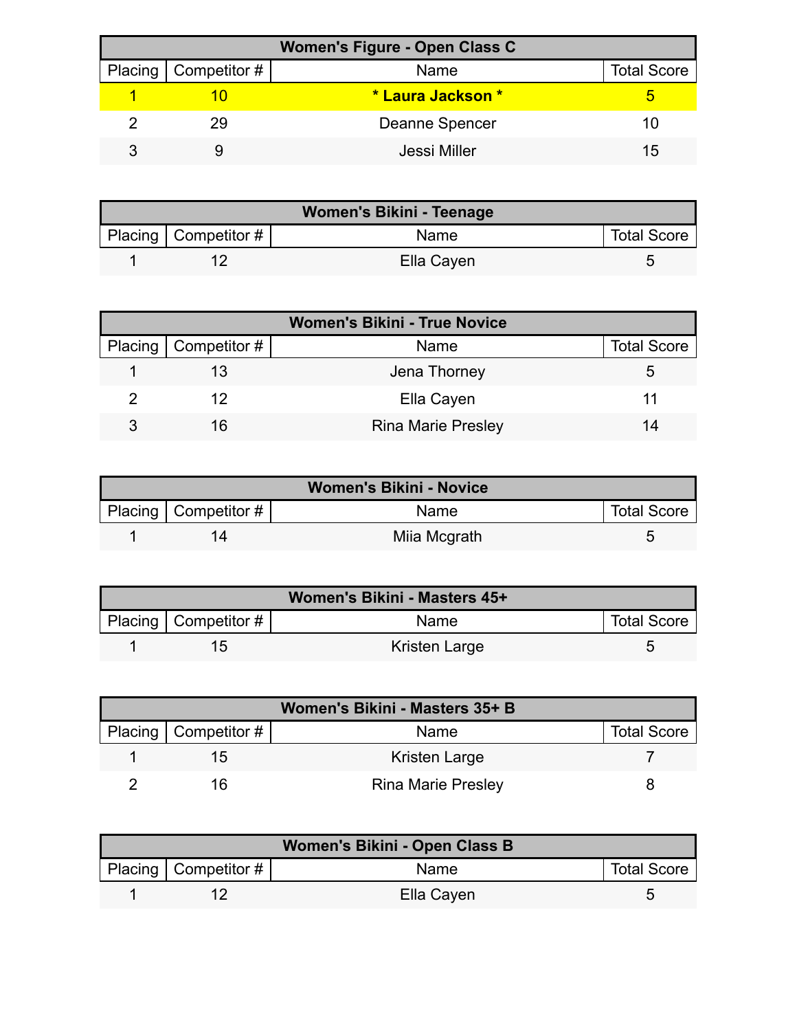| Women's Figure - Open Class C | | | |
|---|---|---|---|
| Placing | Competitor # | Name | Total Score |
| 1 | 10 | **\* Laura Jackson \*** | 5 |
| 2 | 29 | Deanne Spencer | 10 |
| 3 | 9 | Jessi Miller | 15 |

| Women's Bikini - Teenage | | | |
|---|---|---|---|
| Placing | Competitor # | Name | Total Score |
| 1 | 12 | Ella Cayen | 5 |

| Women's Bikini - True Novice | | | |
|---|---|---|---|
| Placing | Competitor # | Name | Total Score |
| 1 | 13 | Jena Thorney | 5 |
| 2 | 12 | Ella Cayen | 11 |
| 3 | 16 | Rina Marie Presley | 14 |

| Women's Bikini - Novice | | | |
|---|---|---|---|
| Placing | Competitor # | Name | Total Score |
| 1 | 14 | Miia Mcgrath | 5 |

| Women's Bikini - Masters 45+ | | | |
|---|---|---|---|
| Placing | Competitor # | Name | Total Score |
| 1 | 15 | Kristen Large | 5 |

| Women's Bikini - Masters 35+ B | | | |
|---|---|---|---|
| Placing | Competitor # | Name | Total Score |
| 1 | 15 | Kristen Large | 7 |
| 2 | 16 | Rina Marie Presley | 8 |

| Women's Bikini - Open Class B | | | |
|---|---|---|---|
| Placing | Competitor # | Name | Total Score |
| 1 | 12 | Ella Cayen | 5 |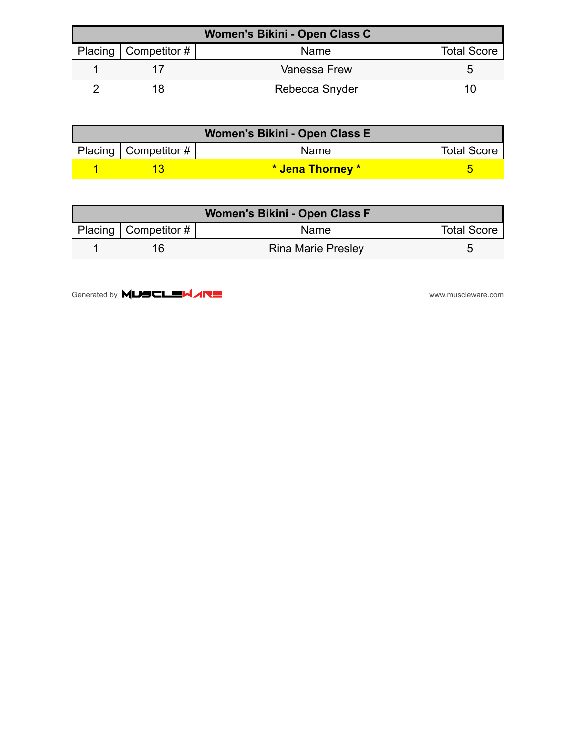| Women's Bikini - Open Class C | | | |
|---|---|---|---|
| Placing | Competitor # | Name | Total Score |
| 1 | 17 | Vanessa Frew | 5 |
| 2 | 18 | Rebecca Snyder | 10 |

| Women's Bikini - Open Class E | | | |
|---|---|---|---|
| Placing | Competitor # | Name | Total Score |
| 1 | 13 | **\* Jena Thorney \*** | 5 |

| Women's Bikini - Open Class F | | | |
|---|---|---|---|
| Placing | Competitor # | Name | Total Score |
| 1 | 16 | Rina Marie Presley | 5 |

Generated by MUSCLEWARE www.muscleware.com